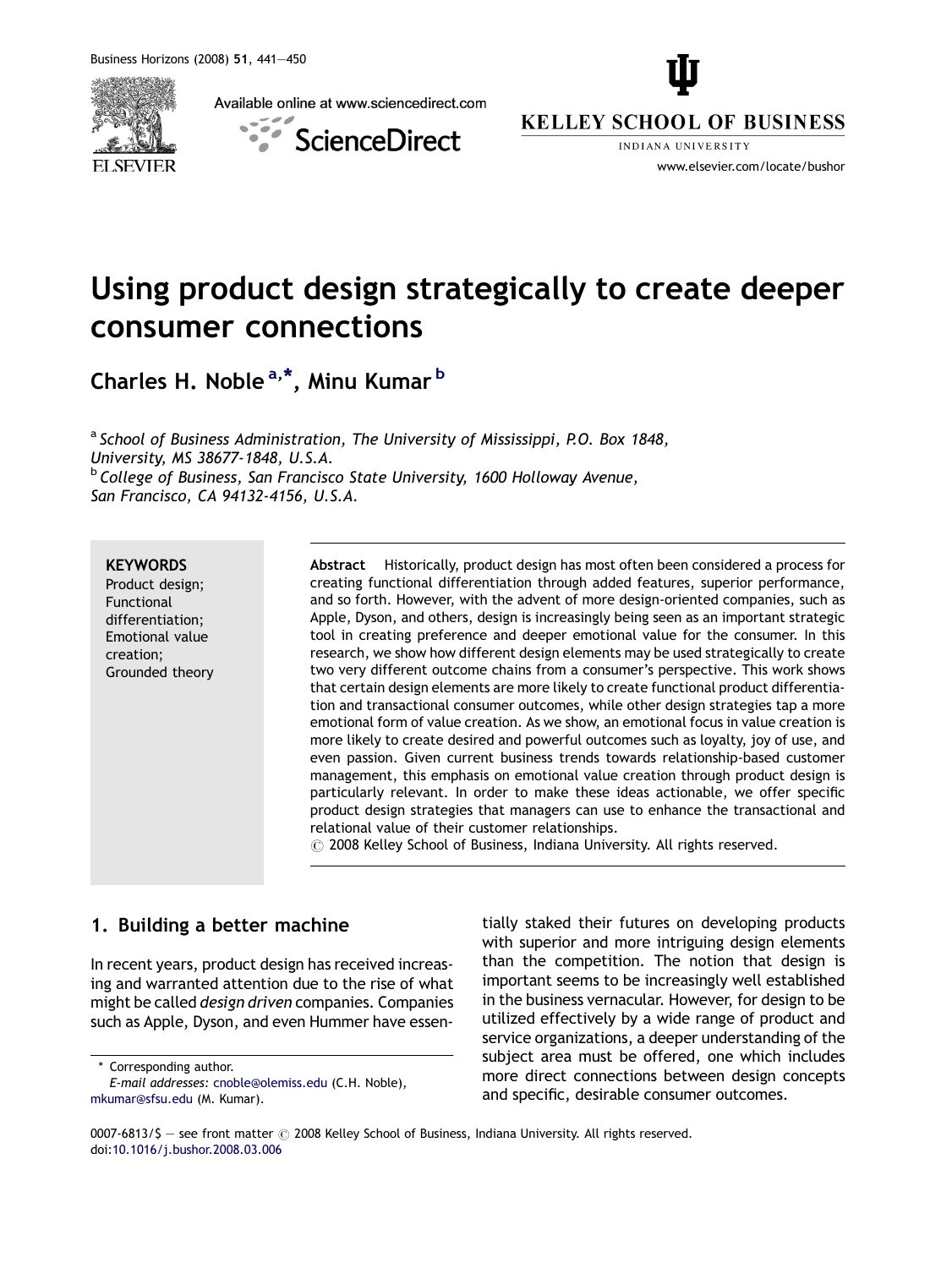# Using product design strategically to create deeper consumer connections

**Charles H. Noble** [a,*], **Minu Kumar** [b]

[a] *School of Business Administration, The University of Mississippi, P.O. Box 1848, University, MS 38677-1848, U.S.A.*

[b] *College of Business, San Francisco State University, 1600 Holloway Avenue, San Francisco, CA 94132-4156, U.S.A.*

**KEYWORDS**
Product design;
Functional differentiation;
Emotional value creation;
Grounded theory

**Abstract** Historically, product design has most often been considered a process for creating functional differentiation through added features, superior performance, and so forth. However, with the advent of more design-oriented companies, such as Apple, Dyson, and others, design is increasingly being seen as an important strategic tool in creating preference and deeper emotional value for the consumer. In this research, we show how different design elements may be used strategically to create two very different outcome chains from a consumer's perspective. This work shows that certain design elements are more likely to create functional product differentiation and transactional consumer outcomes, while other design strategies tap a more emotional form of value creation. As we show, an emotional focus in value creation is more likely to create desired and powerful outcomes such as loyalty, joy of use, and even passion. Given current business trends towards relationship-based customer management, this emphasis on emotional value creation through product design is particularly relevant. In order to make these ideas actionable, we offer specific product design strategies that managers can use to enhance the transactional and relational value of their customer relationships.

© 2008 Kelley School of Business, Indiana University. All rights reserved.

## 1. Building a better machine

In recent years, product design has received increasing and warranted attention due to the rise of what might be called *design driven* companies. Companies such as Apple, Dyson, and even Hummer have essentially staked their futures on developing products with superior and more intriguing design elements than the competition. The notion that design is important seems to be increasingly well established in the business vernacular. However, for design to be utilized effectively by a wide range of product and service organizations, a deeper understanding of the subject area must be offered, one which includes more direct connections between design concepts and specific, desirable consumer outcomes.

\* Corresponding author.
*E-mail addresses:* cnoble@olemiss.edu (C.H. Noble), mkumar@sfsu.edu (M. Kumar).

0007-6813/$ — see front matter © 2008 Kelley School of Business, Indiana University. All rights reserved.
doi:10.1016/j.bushor.2008.03.006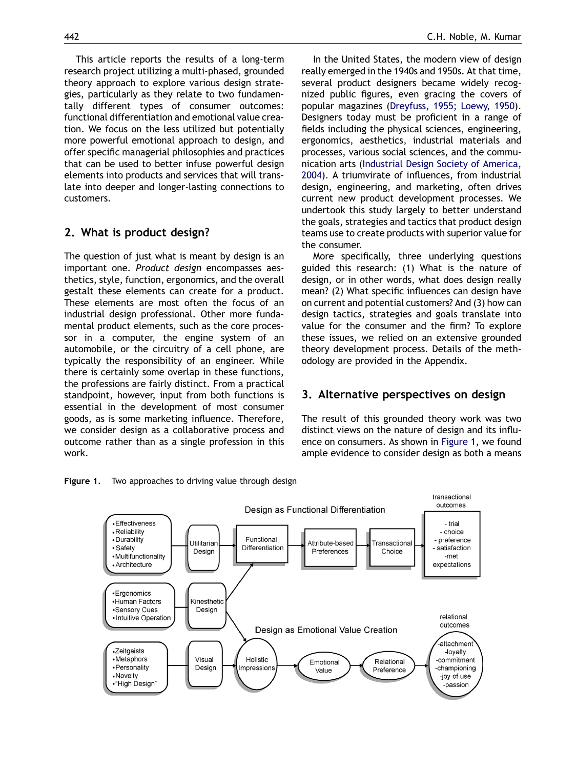This article reports the results of a long-term research project utilizing a multi-phased, grounded theory approach to explore various design strategies, particularly as they relate to two fundamentally different types of consumer outcomes: functional differentiation and emotional value creation. We focus on the less utilized but potentially more powerful emotional approach to design, and offer specific managerial philosophies and practices that can be used to better infuse powerful design elements into products and services that will translate into deeper and longer-lasting connections to customers.

## 2. What is product design?

The question of just what is meant by design is an important one. *Product design* encompasses aesthetics, style, function, ergonomics, and the overall gestalt these elements can create for a product. These elements are most often the focus of an industrial design professional. Other more fundamental product elements, such as the core processor in a computer, the engine system of an automobile, or the circuitry of a cell phone, are typically the responsibility of an engineer. While there is certainly some overlap in these functions, the professions are fairly distinct. From a practical standpoint, however, input from both functions is essential in the development of most consumer goods, as is some marketing influence. Therefore, we consider design as a collaborative process and outcome rather than as a single profession in this work.

In the United States, the modern view of design really emerged in the 1940s and 1950s. At that time, several product designers became widely recognized public figures, even gracing the covers of popular magazines (Dreyfuss, 1955; Loewy, 1950). Designers today must be proficient in a range of fields including the physical sciences, engineering, ergonomics, aesthetics, industrial materials and processes, various social sciences, and the communication arts (Industrial Design Society of America, 2004). A triumvirate of influences, from industrial design, engineering, and marketing, often drives current new product development processes. We undertook this study largely to better understand the goals, strategies and tactics that product design teams use to create products with superior value for the consumer.

More specifically, three underlying questions guided this research: (1) What is the nature of design, or in other words, what does design really mean? (2) What specific influences can design have on current and potential customers? And (3) how can design tactics, strategies and goals translate into value for the consumer and the firm? To explore these issues, we relied on an extensive grounded theory development process. Details of the methodology are provided in the Appendix.

## 3. Alternative perspectives on design

The result of this grounded theory work was two distinct views on the nature of design and its influence on consumers. As shown in Figure 1, we found ample evidence to consider design as both a means

**Figure 1.** Two approaches to driving value through design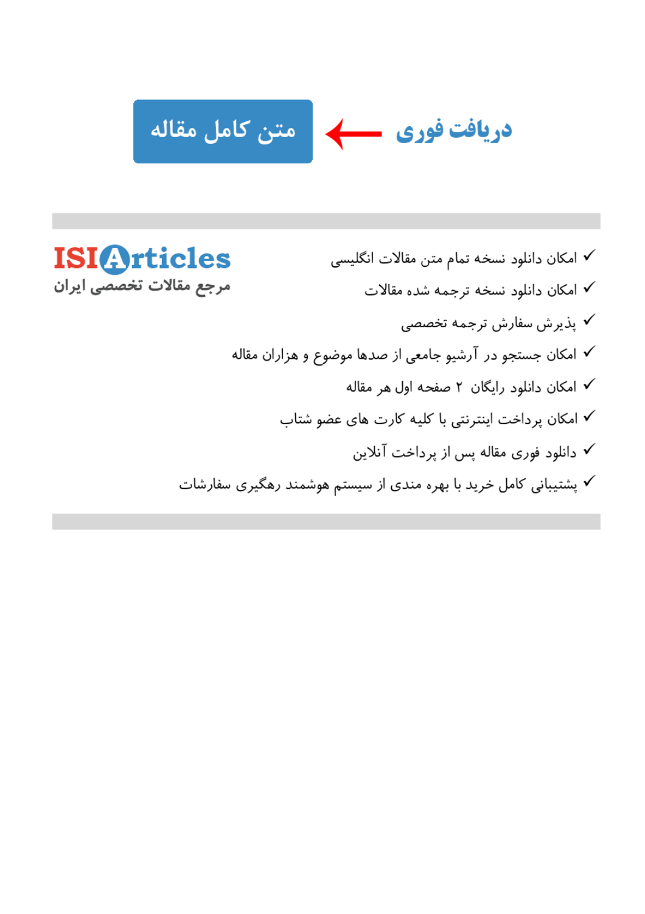دریافت فوری ← متن کامل مقاله

**ISIArticles**
مرجع مقالات تخصصی ایران

- ✓ امکان دانلود نسخه تمام متن مقالات انگلیسی
- ✓ امکان دانلود نسخه ترجمه شده مقالات
- ✓ پذیرش سفارش ترجمه تخصصی
- ✓ امکان جستجو در آرشیو جامعی از صدها موضوع و هزاران مقاله
- ✓ امکان دانلود رایگان ۲ صفحه اول هر مقاله
- ✓ امکان پرداخت اینترنتی با کلیه کارت های عضو شتاب
- ✓ دانلود فوری مقاله پس از پرداخت آنلاین
- ✓ پشتیبانی کامل خرید با بهره مندی از سیستم هوشمند رهگیری سفارشات